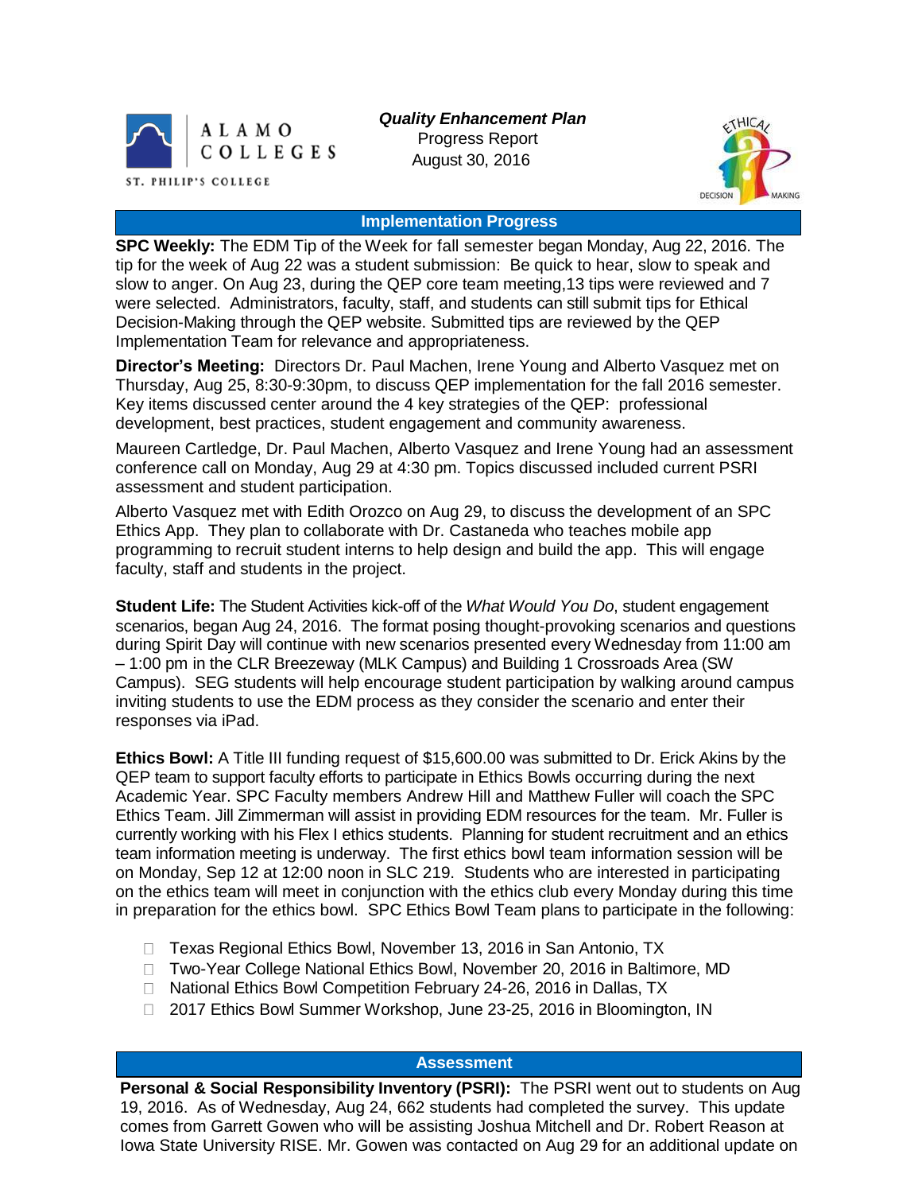ALAMO COLLEGES
ST. PHILIP'S COLLEGE

***Quality Enhancement Plan***
Progress Report
August 30, 2016

ETHICAL DECISION MAKING

## Implementation Progress

**SPC Weekly:** The EDM Tip of the Week for fall semester began Monday, Aug 22, 2016. The tip for the week of Aug 22 was a student submission: Be quick to hear, slow to speak and slow to anger. On Aug 23, during the QEP core team meeting,13 tips were reviewed and 7 were selected. Administrators, faculty, staff, and students can still submit tips for Ethical Decision-Making through the QEP website. Submitted tips are reviewed by the QEP Implementation Team for relevance and appropriateness.

**Director's Meeting:** Directors Dr. Paul Machen, Irene Young and Alberto Vasquez met on Thursday, Aug 25, 8:30-9:30pm, to discuss QEP implementation for the fall 2016 semester. Key items discussed center around the 4 key strategies of the QEP: professional development, best practices, student engagement and community awareness.

Maureen Cartledge, Dr. Paul Machen, Alberto Vasquez and Irene Young had an assessment conference call on Monday, Aug 29 at 4:30 pm. Topics discussed included current PSRI assessment and student participation.

Alberto Vasquez met with Edith Orozco on Aug 29, to discuss the development of an SPC Ethics App. They plan to collaborate with Dr. Castaneda who teaches mobile app programming to recruit student interns to help design and build the app. This will engage faculty, staff and students in the project.

**Student Life:** The Student Activities kick-off of the *What Would You Do*, student engagement scenarios, began Aug 24, 2016. The format posing thought-provoking scenarios and questions during Spirit Day will continue with new scenarios presented every Wednesday from 11:00 am – 1:00 pm in the CLR Breezeway (MLK Campus) and Building 1 Crossroads Area (SW Campus). SEG students will help encourage student participation by walking around campus inviting students to use the EDM process as they consider the scenario and enter their responses via iPad.

**Ethics Bowl:** A Title III funding request of $15,600.00 was submitted to Dr. Erick Akins by the QEP team to support faculty efforts to participate in Ethics Bowls occurring during the next Academic Year. SPC Faculty members Andrew Hill and Matthew Fuller will coach the SPC Ethics Team. Jill Zimmerman will assist in providing EDM resources for the team. Mr. Fuller is currently working with his Flex I ethics students. Planning for student recruitment and an ethics team information meeting is underway. The first ethics bowl team information session will be on Monday, Sep 12 at 12:00 noon in SLC 219. Students who are interested in participating on the ethics team will meet in conjunction with the ethics club every Monday during this time in preparation for the ethics bowl. SPC Ethics Bowl Team plans to participate in the following:

- Texas Regional Ethics Bowl, November 13, 2016 in San Antonio, TX
- Two-Year College National Ethics Bowl, November 20, 2016 in Baltimore, MD
- National Ethics Bowl Competition February 24-26, 2016 in Dallas, TX
- 2017 Ethics Bowl Summer Workshop, June 23-25, 2016 in Bloomington, IN

## Assessment

**Personal & Social Responsibility Inventory (PSRI):** The PSRI went out to students on Aug 19, 2016. As of Wednesday, Aug 24, 662 students had completed the survey. This update comes from Garrett Gowen who will be assisting Joshua Mitchell and Dr. Robert Reason at Iowa State University RISE. Mr. Gowen was contacted on Aug 29 for an additional update on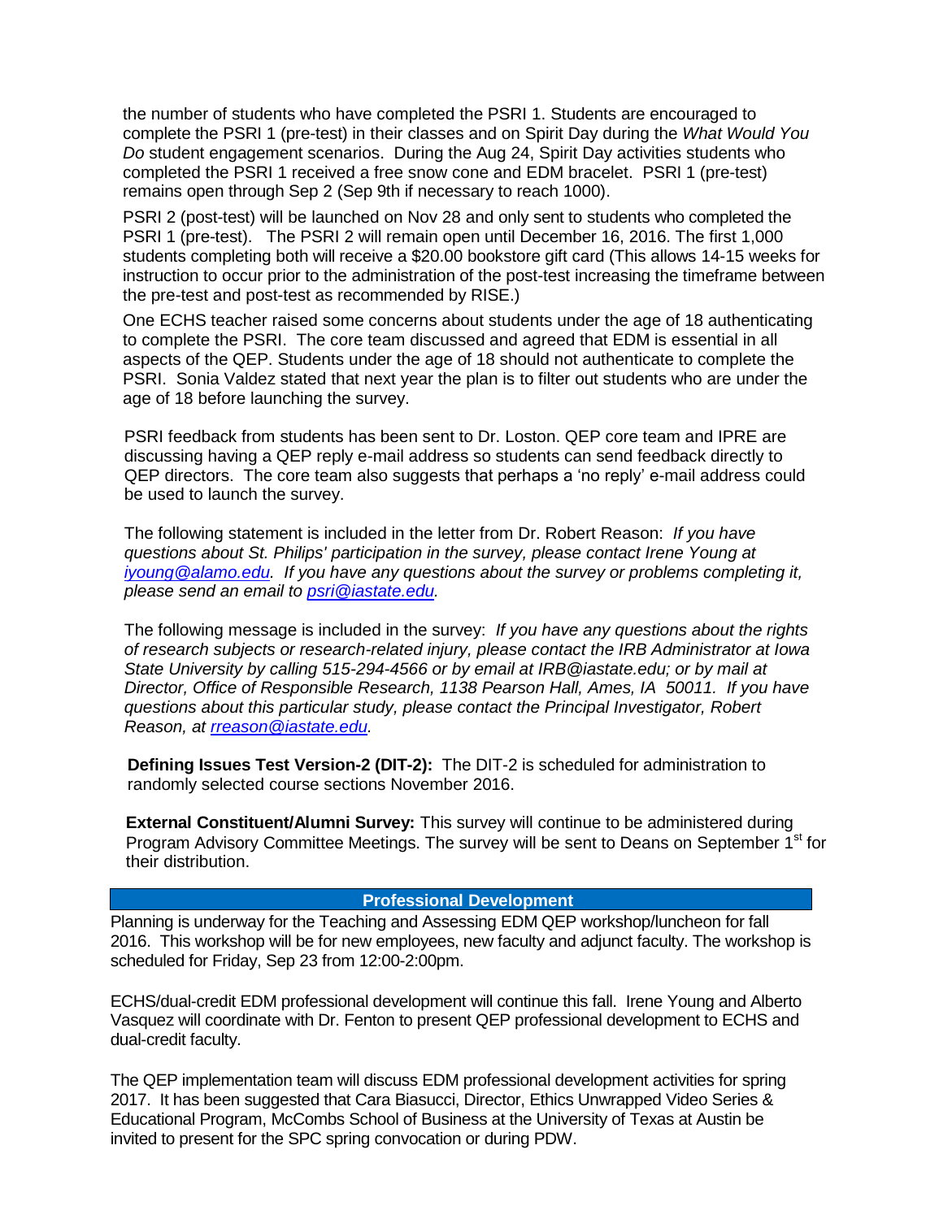the number of students who have completed the PSRI 1. Students are encouraged to complete the PSRI 1 (pre-test) in their classes and on Spirit Day during the *What Would You Do* student engagement scenarios. During the Aug 24, Spirit Day activities students who completed the PSRI 1 received a free snow cone and EDM bracelet. PSRI 1 (pre-test) remains open through Sep 2 (Sep 9th if necessary to reach 1000).

PSRI 2 (post-test) will be launched on Nov 28 and only sent to students who completed the PSRI 1 (pre-test). The PSRI 2 will remain open until December 16, 2016. The first 1,000 students completing both will receive a $20.00 bookstore gift card (This allows 14-15 weeks for instruction to occur prior to the administration of the post-test increasing the timeframe between the pre-test and post-test as recommended by RISE.)

One ECHS teacher raised some concerns about students under the age of 18 authenticating to complete the PSRI. The core team discussed and agreed that EDM is essential in all aspects of the QEP. Students under the age of 18 should not authenticate to complete the PSRI. Sonia Valdez stated that next year the plan is to filter out students who are under the age of 18 before launching the survey.

PSRI feedback from students has been sent to Dr. Loston. QEP core team and IPRE are discussing having a QEP reply e-mail address so students can send feedback directly to QEP directors. The core team also suggests that perhaps a 'no reply' e-mail address could be used to launch the survey.

The following statement is included in the letter from Dr. Robert Reason: *If you have questions about St. Philips' participation in the survey, please contact Irene Young at iyoung@alamo.edu. If you have any questions about the survey or problems completing it, please send an email to psri@iastate.edu.*

The following message is included in the survey: *If you have any questions about the rights of research subjects or research-related injury, please contact the IRB Administrator at Iowa State University by calling 515-294-4566 or by email at IRB@iastate.edu; or by mail at Director, Office of Responsible Research, 1138 Pearson Hall, Ames, IA 50011. If you have questions about this particular study, please contact the Principal Investigator, Robert Reason, at rreason@iastate.edu.*

**Defining Issues Test Version-2 (DIT-2):** The DIT-2 is scheduled for administration to randomly selected course sections November 2016.

**External Constituent/Alumni Survey:** This survey will continue to be administered during Program Advisory Committee Meetings. The survey will be sent to Deans on September 1st for their distribution.

## Professional Development

Planning is underway for the Teaching and Assessing EDM QEP workshop/luncheon for fall 2016. This workshop will be for new employees, new faculty and adjunct faculty. The workshop is scheduled for Friday, Sep 23 from 12:00-2:00pm.

ECHS/dual-credit EDM professional development will continue this fall. Irene Young and Alberto Vasquez will coordinate with Dr. Fenton to present QEP professional development to ECHS and dual-credit faculty.

The QEP implementation team will discuss EDM professional development activities for spring 2017. It has been suggested that Cara Biasucci, Director, Ethics Unwrapped Video Series & Educational Program, McCombs School of Business at the University of Texas at Austin be invited to present for the SPC spring convocation or during PDW.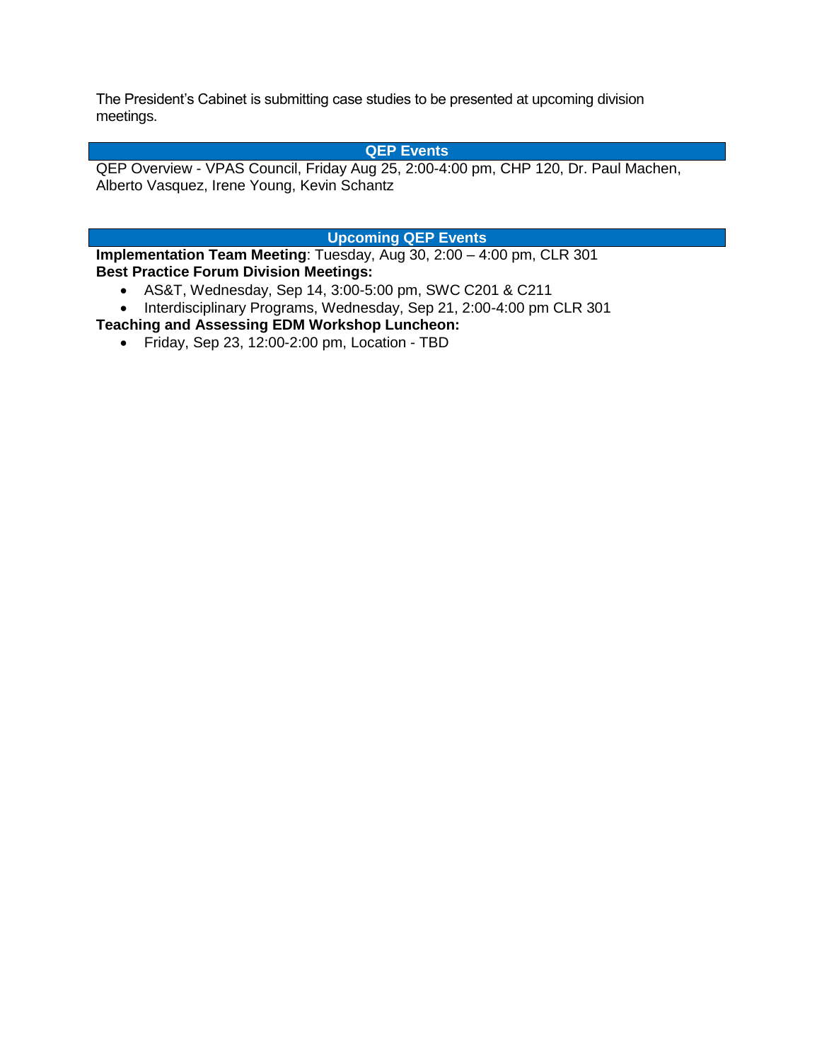The President's Cabinet is submitting case studies to be presented at upcoming division meetings.

## QEP Events

QEP Overview - VPAS Council, Friday Aug 25, 2:00-4:00 pm, CHP 120, Dr. Paul Machen, Alberto Vasquez, Irene Young, Kevin Schantz

## Upcoming QEP Events

**Implementation Team Meeting**: Tuesday, Aug 30, 2:00 – 4:00 pm, CLR 301

**Best Practice Forum Division Meetings:**

- AS&T, Wednesday, Sep 14, 3:00-5:00 pm, SWC C201 & C211
- Interdisciplinary Programs, Wednesday, Sep 21, 2:00-4:00 pm CLR 301

**Teaching and Assessing EDM Workshop Luncheon:**

- Friday, Sep 23, 12:00-2:00 pm, Location - TBD